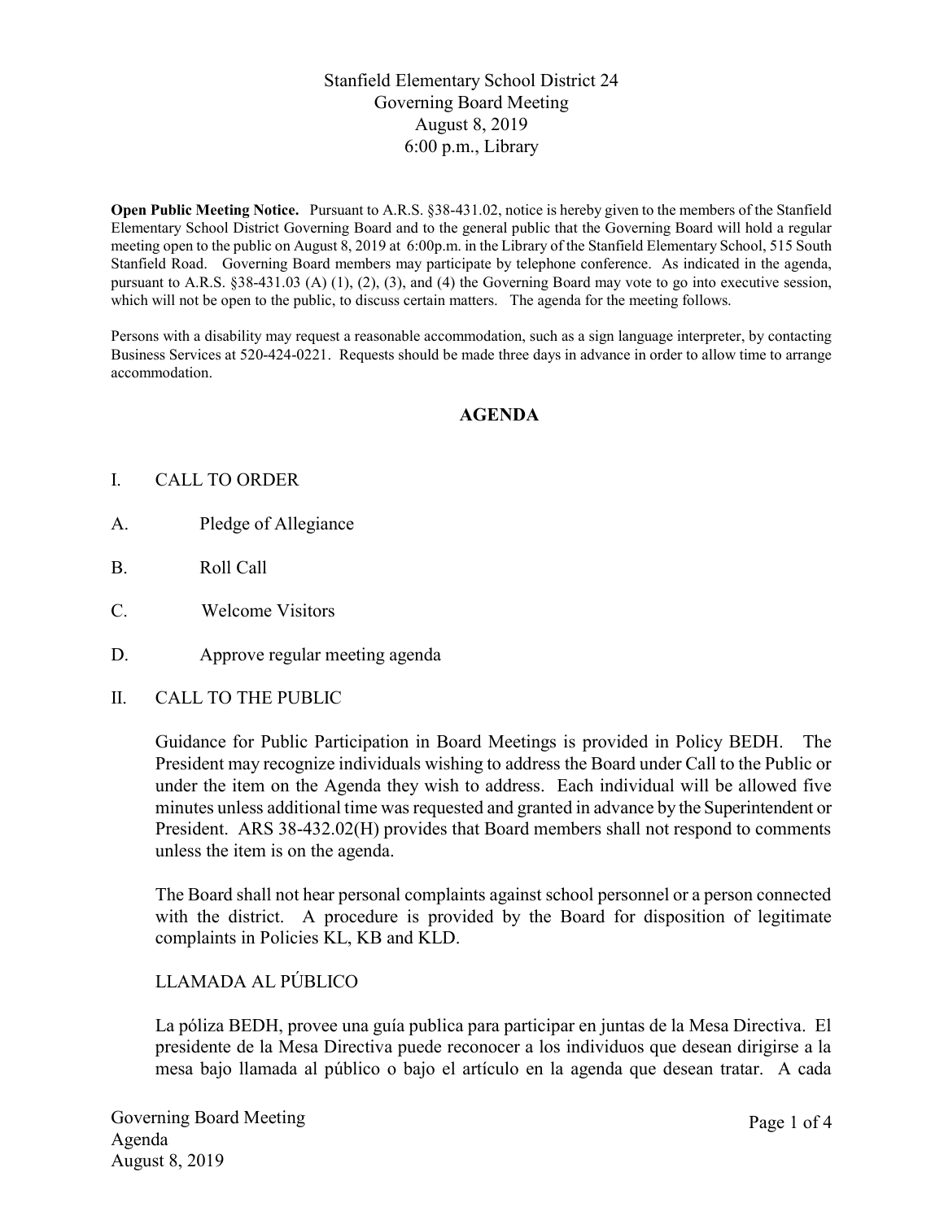Stanfield Elementary School District 24
Governing Board Meeting
August 8, 2019
6:00 p.m., Library

**Open Public Meeting Notice.** Pursuant to A.R.S. §38-431.02, notice is hereby given to the members of the Stanfield Elementary School District Governing Board and to the general public that the Governing Board will hold a regular meeting open to the public on August 8, 2019 at 6:00p.m. in the Library of the Stanfield Elementary School, 515 South Stanfield Road. Governing Board members may participate by telephone conference. As indicated in the agenda, pursuant to A.R.S. §38-431.03 (A) (1), (2), (3), and (4) the Governing Board may vote to go into executive session, which will not be open to the public, to discuss certain matters. The agenda for the meeting follows.

Persons with a disability may request a reasonable accommodation, such as a sign language interpreter, by contacting Business Services at 520-424-0221. Requests should be made three days in advance in order to allow time to arrange accommodation.

## AGENDA

I. CALL TO ORDER

A. Pledge of Allegiance

B. Roll Call

C. Welcome Visitors

D. Approve regular meeting agenda

II. CALL TO THE PUBLIC

Guidance for Public Participation in Board Meetings is provided in Policy BEDH. The President may recognize individuals wishing to address the Board under Call to the Public or under the item on the Agenda they wish to address. Each individual will be allowed five minutes unless additional time was requested and granted in advance by the Superintendent or President. ARS 38-432.02(H) provides that Board members shall not respond to comments unless the item is on the agenda.

The Board shall not hear personal complaints against school personnel or a person connected with the district. A procedure is provided by the Board for disposition of legitimate complaints in Policies KL, KB and KLD.

LLAMADA AL PÚBLICO

La póliza BEDH, provee una guía publica para participar en juntas de la Mesa Directiva. El presidente de la Mesa Directiva puede reconocer a los individuos que desean dirigirse a la mesa bajo llamada al público o bajo el artículo en la agenda que desean tratar. A cada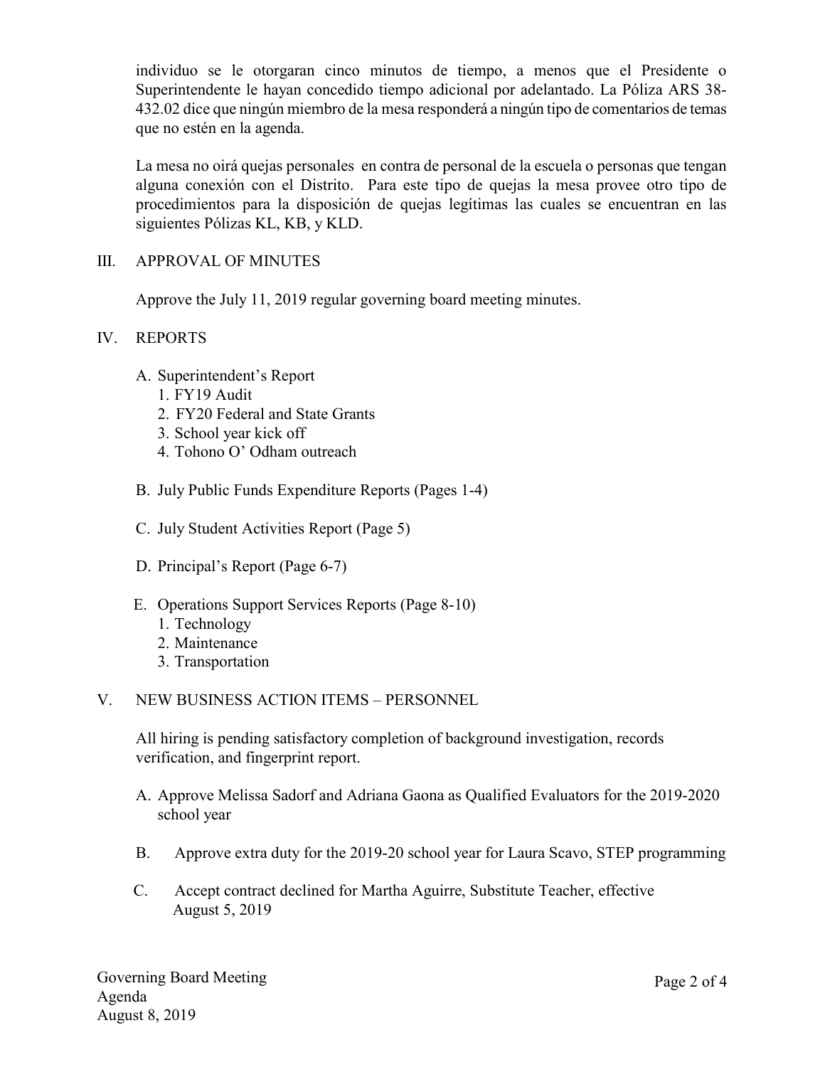individuo se le otorgaran cinco minutos de tiempo, a menos que el Presidente o Superintendente le hayan concedido tiempo adicional por adelantado. La Póliza ARS 38-432.02 dice que ningún miembro de la mesa responderá a ningún tipo de comentarios de temas que no estén en la agenda.

La mesa no oirá quejas personales en contra de personal de la escuela o personas que tengan alguna conexión con el Distrito. Para este tipo de quejas la mesa provee otro tipo de procedimientos para la disposición de quejas legítimas las cuales se encuentran en las siguientes Pólizas KL, KB, y KLD.

## III. APPROVAL OF MINUTES

Approve the July 11, 2019 regular governing board meeting minutes.

## IV. REPORTS

A. Superintendent's Report
   1. FY19 Audit
   2. FY20 Federal and State Grants
   3. School year kick off
   4. Tohono O' Odham outreach

B. July Public Funds Expenditure Reports (Pages 1-4)

C. July Student Activities Report (Page 5)

D. Principal's Report (Page 6-7)

E. Operations Support Services Reports (Page 8-10)
   1. Technology
   2. Maintenance
   3. Transportation

## V. NEW BUSINESS ACTION ITEMS – PERSONNEL

All hiring is pending satisfactory completion of background investigation, records verification, and fingerprint report.

A. Approve Melissa Sadorf and Adriana Gaona as Qualified Evaluators for the 2019-2020 school year

B. Approve extra duty for the 2019-20 school year for Laura Scavo, STEP programming

C. Accept contract declined for Martha Aguirre, Substitute Teacher, effective August 5, 2019

Governing Board Meeting
Agenda
August 8, 2019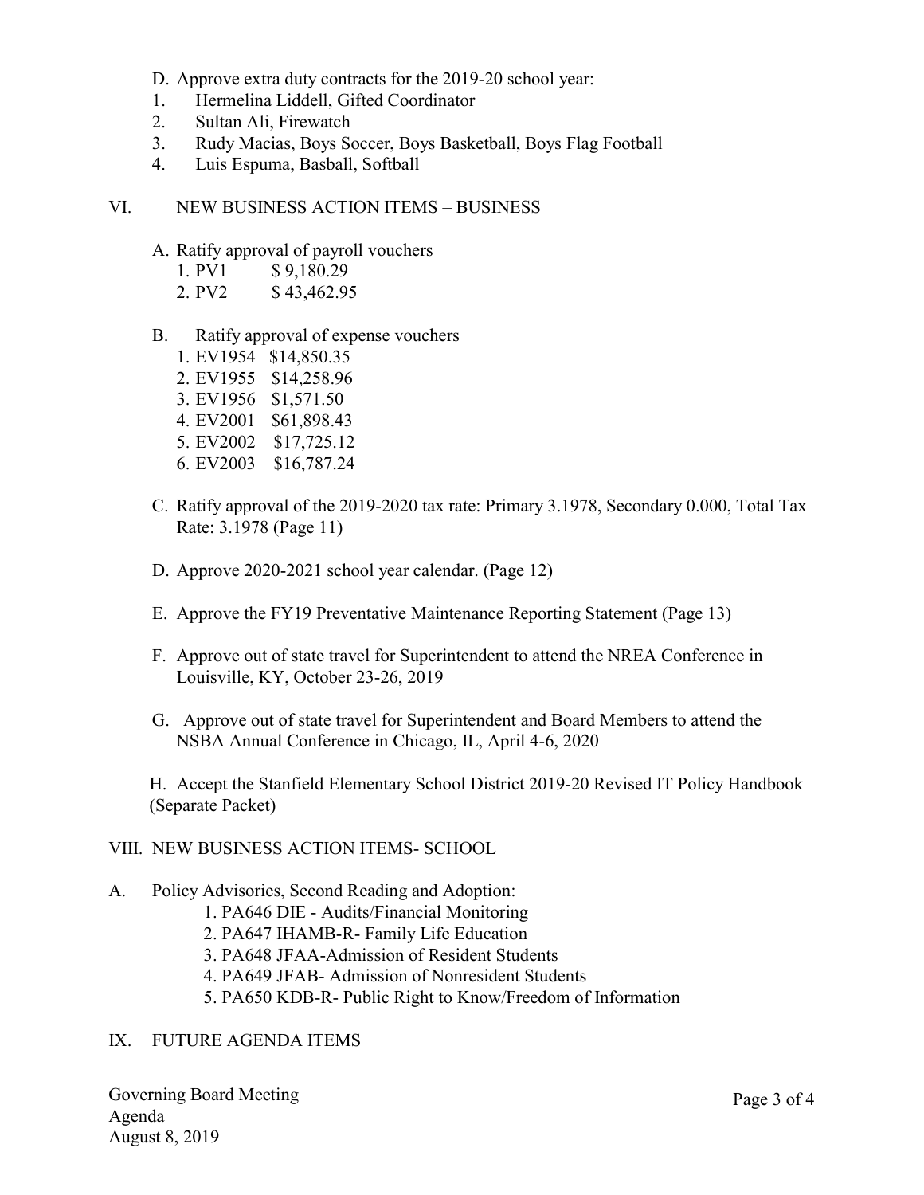D. Approve extra duty contracts for the 2019-20 school year:

1. Hermelina Liddell, Gifted Coordinator
2. Sultan Ali, Firewatch
3. Rudy Macias, Boys Soccer, Boys Basketball, Boys Flag Football
4. Luis Espuma, Basball, Softball

## VI. NEW BUSINESS ACTION ITEMS – BUSINESS

A. Ratify approval of payroll vouchers

1. PV1 $ 9,180.29
2. PV2 $ 43,462.95

B. Ratify approval of expense vouchers

1. EV1954 $14,850.35
2. EV1955 $14,258.96
3. EV1956 $1,571.50
4. EV2001 $61,898.43
5. EV2002 $17,725.12
6. EV2003 $16,787.24

C. Ratify approval of the 2019-2020 tax rate: Primary 3.1978, Secondary 0.000, Total Tax Rate: 3.1978 (Page 11)

D. Approve 2020-2021 school year calendar. (Page 12)

E. Approve the FY19 Preventative Maintenance Reporting Statement (Page 13)

F. Approve out of state travel for Superintendent to attend the NREA Conference in Louisville, KY, October 23-26, 2019

G. Approve out of state travel for Superintendent and Board Members to attend the NSBA Annual Conference in Chicago, IL, April 4-6, 2020

H. Accept the Stanfield Elementary School District 2019-20 Revised IT Policy Handbook (Separate Packet)

## VIII. NEW BUSINESS ACTION ITEMS- SCHOOL

A. Policy Advisories, Second Reading and Adoption:

1. PA646 DIE - Audits/Financial Monitoring
2. PA647 IHAMB-R- Family Life Education
3. PA648 JFAA-Admission of Resident Students
4. PA649 JFAB- Admission of Nonresident Students
5. PA650 KDB-R- Public Right to Know/Freedom of Information

## IX. FUTURE AGENDA ITEMS

Governing Board Meeting
Agenda
August 8, 2019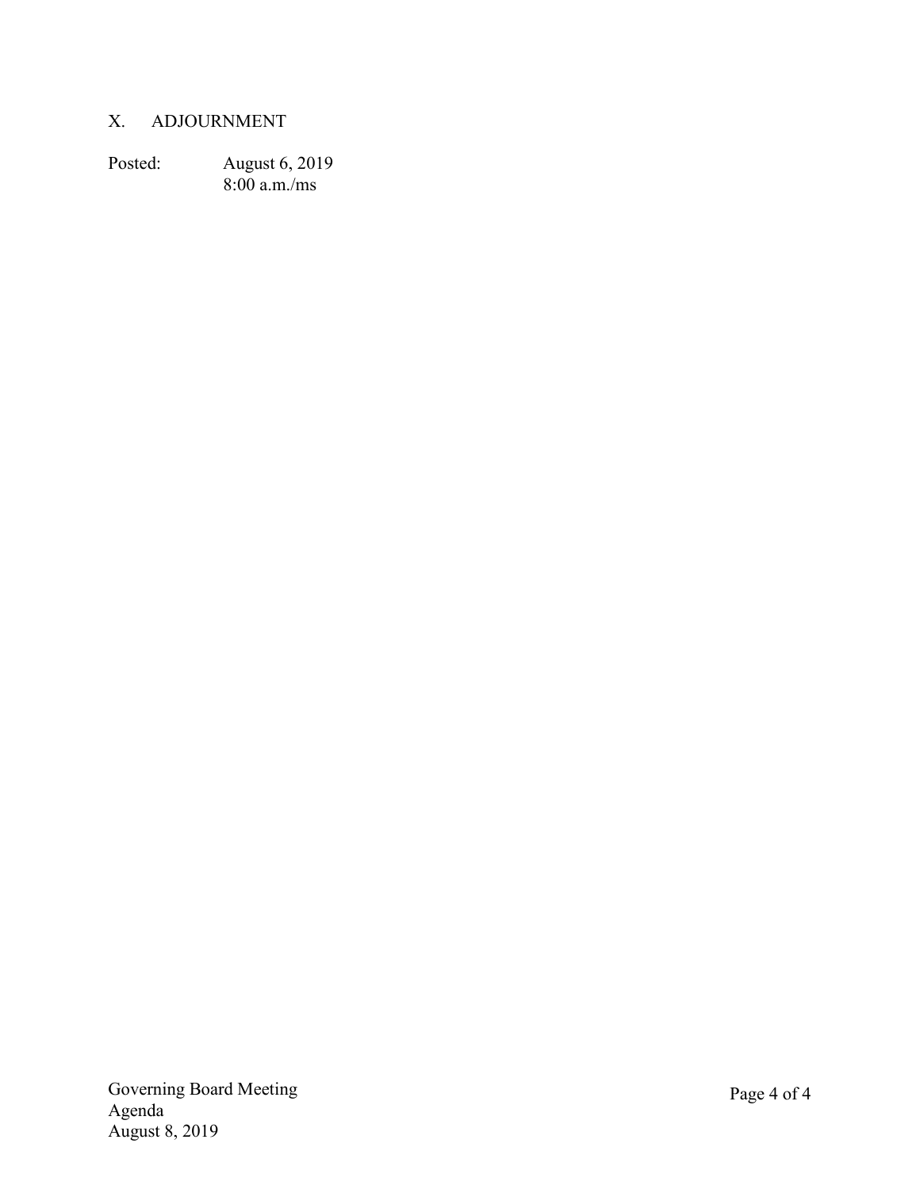## X. ADJOURNMENT

Posted: August 6, 2019
8:00 a.m./ms